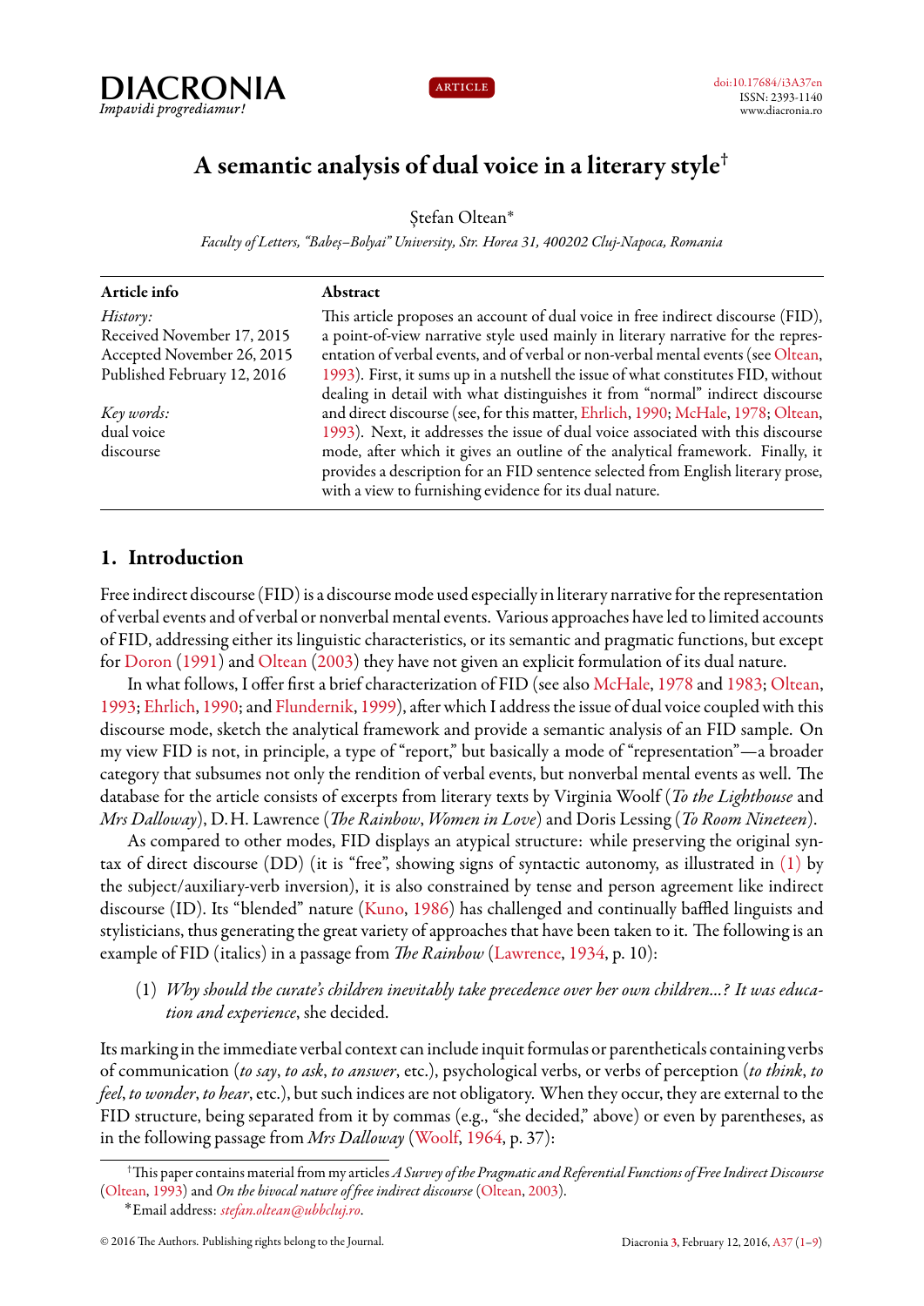DIACRONIA
*Impavidi progrediamur!*

ARTICLE

doi:10.17684/i3A37en
ISSN: 2393-1140
www.diacronia.ro

# A semantic analysis of dual voice in a literary style[†]

Ștefan Oltean*

*Faculty of Letters, "Babeș–Bolyai" University, Str. Horea 31, 400202 Cluj-Napoca, Romania*

**Article info**

*History:*
Received November 17, 2015
Accepted November 26, 2015
Published February 12, 2016

*Key words:*
dual voice
discourse

**Abstract**

This article proposes an account of dual voice in free indirect discourse (FID), a point-of-view narrative style used mainly in literary narrative for the representation of verbal events, and of verbal or non-verbal mental events (see Oltean, 1993). First, it sums up in a nutshell the issue of what constitutes FID, without dealing in detail with what distinguishes it from "normal" indirect discourse and direct discourse (see, for this matter, Ehrlich, 1990; McHale, 1978; Oltean, 1993). Next, it addresses the issue of dual voice associated with this discourse mode, after which it gives an outline of the analytical framework. Finally, it provides a description for an FID sentence selected from English literary prose, with a view to furnishing evidence for its dual nature.

## 1. Introduction

Free indirect discourse (FID) is a discourse mode used especially in literary narrative for the representation of verbal events and of verbal or nonverbal mental events. Various approaches have led to limited accounts of FID, addressing either its linguistic characteristics, or its semantic and pragmatic functions, but except for Doron (1991) and Oltean (2003) they have not given an explicit formulation of its dual nature.

In what follows, I offer first a brief characterization of FID (see also McHale, 1978 and 1983; Oltean, 1993; Ehrlich, 1990; and Fludernik, 1999), after which I address the issue of dual voice coupled with this discourse mode, sketch the analytical framework and provide a semantic analysis of an FID sample. On my view FID is not, in principle, a type of "report," but basically a mode of "representation"—a broader category that subsumes not only the rendition of verbal events, but nonverbal mental events as well. The database for the article consists of excerpts from literary texts by Virginia Woolf (*To the Lighthouse* and *Mrs Dalloway*), D.H. Lawrence (*The Rainbow*, *Women in Love*) and Doris Lessing (*To Room Nineteen*).

As compared to other modes, FID displays an atypical structure: while preserving the original syntax of direct discourse (DD) (it is "free", showing signs of syntactic autonomy, as illustrated in (1) by the subject/auxiliary-verb inversion), it is also constrained by tense and person agreement like indirect discourse (ID). Its "blended" nature (Kuno, 1986) has challenged and continually baffled linguists and stylisticians, thus generating the great variety of approaches that have been taken to it. The following is an example of FID (italics) in a passage from *The Rainbow* (Lawrence, 1934, p. 10):

(1) *Why should the curate's children inevitably take precedence over her own children...? It was education and experience*, she decided.

Its marking in the immediate verbal context can include inquit formulas or parentheticals containing verbs of communication (*to say*, *to ask*, *to answer*, etc.), psychological verbs, or verbs of perception (*to think*, *to feel*, *to wonder*, *to hear*, etc.), but such indices are not obligatory. When they occur, they are external to the FID structure, being separated from it by commas (e.g., "she decided," above) or even by parentheses, as in the following passage from *Mrs Dalloway* (Woolf, 1964, p. 37):

[†]This paper contains material from my articles *A Survey of the Pragmatic and Referential Functions of Free Indirect Discourse* (Oltean, 1993) and *On the bivocal nature of free indirect discourse* (Oltean, 2003).

*Email address: *stefan.oltean@ubbcluj.ro*.

© 2016 The Authors. Publishing rights belong to the Journal.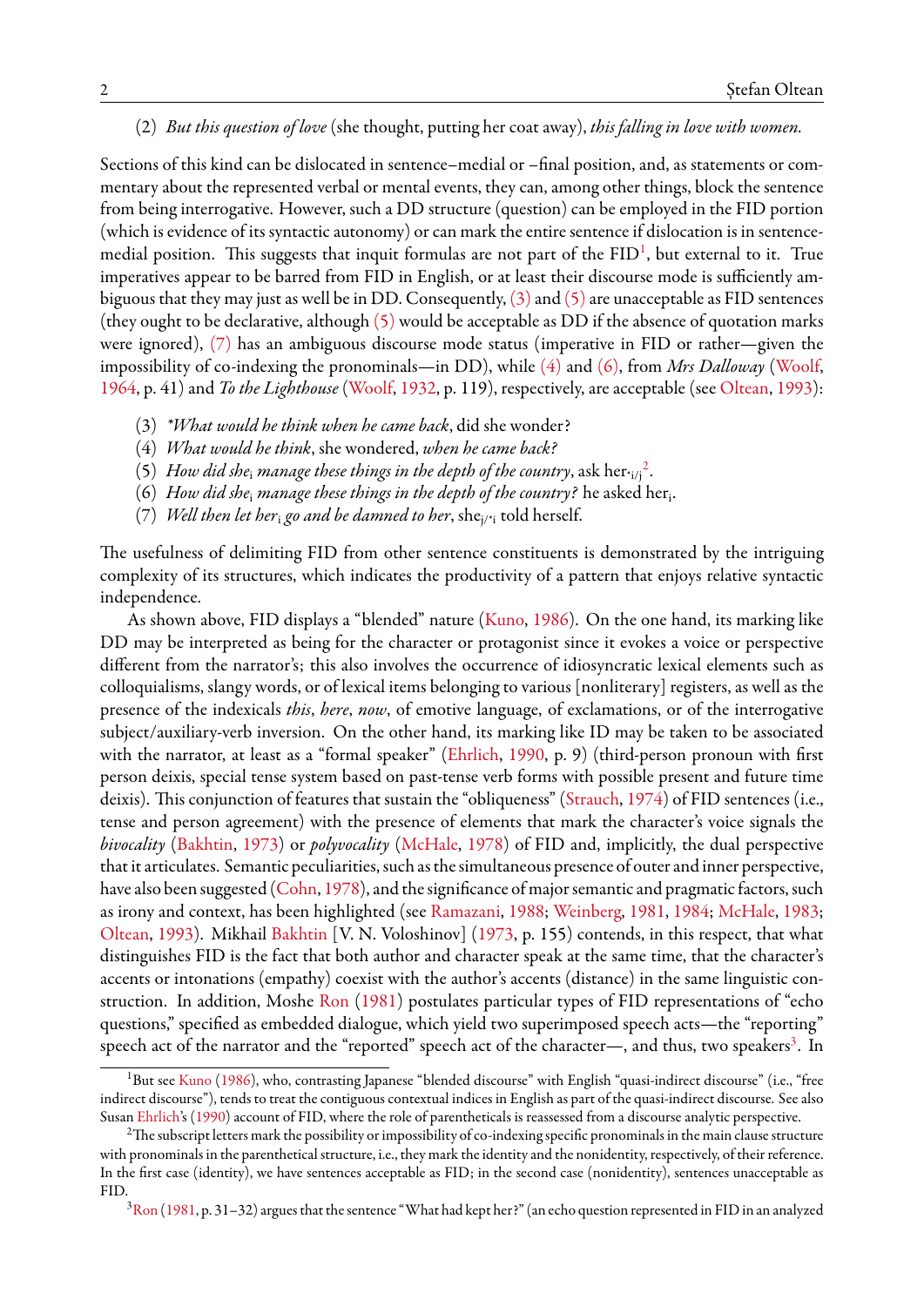(2) *But this question of love* (she thought, putting her coat away), *this falling in love with women.*

Sections of this kind can be dislocated in sentence–medial or –final position, and, as statements or commentary about the represented verbal or mental events, they can, among other things, block the sentence from being interrogative. However, such a DD structure (question) can be employed in the FID portion (which is evidence of its syntactic autonomy) or can mark the entire sentence if dislocation is in sentence-medial position. This suggests that inquit formulas are not part of the FID[1], but external to it. True imperatives appear to be barred from FID in English, or at least their discourse mode is sufficiently ambiguous that they may just as well be in DD. Consequently, (3) and (5) are unacceptable as FID sentences (they ought to be declarative, although (5) would be acceptable as DD if the absence of quotation marks were ignored), (7) has an ambiguous discourse mode status (imperative in FID or rather—given the impossibility of co-indexing the pronominals—in DD), while (4) and (6), from *Mrs Dalloway* (Woolf, 1964, p. 41) and *To the Lighthouse* (Woolf, 1932, p. 119), respectively, are acceptable (see Oltean, 1993):

(3) *\*What would he think when he came back*, did she wonder?

(4) *What would he think*, she wondered, *when he came back?*

(5) *How did she$_i$ manage these things in the depth of the country*, ask her$_{*i/j}$[2].

(6) *How did she$_i$ manage these things in the depth of the country?* he asked her$_i$.

(7) *Well then let her$_i$ go and be damned to her*, she$_{j/*i}$ told herself.

The usefulness of delimiting FID from other sentence constituents is demonstrated by the intriguing complexity of its structures, which indicates the productivity of a pattern that enjoys relative syntactic independence.

As shown above, FID displays a "blended" nature (Kuno, 1986). On the one hand, its marking like DD may be interpreted as being for the character or protagonist since it evokes a voice or perspective different from the narrator's; this also involves the occurrence of idiosyncratic lexical elements such as colloquialisms, slangy words, or of lexical items belonging to various [nonliterary] registers, as well as the presence of the indexicals *this*, *here*, *now*, of emotive language, of exclamations, or of the interrogative subject/auxiliary-verb inversion. On the other hand, its marking like ID may be taken to be associated with the narrator, at least as a "formal speaker" (Ehrlich, 1990, p. 9) (third-person pronoun with first person deixis, special tense system based on past-tense verb forms with possible present and future time deixis). This conjunction of features that sustain the "obliqueness" (Strauch, 1974) of FID sentences (i.e., tense and person agreement) with the presence of elements that mark the character's voice signals the *bivocality* (Bakhtin, 1973) or *polyvocality* (McHale, 1978) of FID and, implicitly, the dual perspective that it articulates. Semantic peculiarities, such as the simultaneous presence of outer and inner perspective, have also been suggested (Cohn, 1978), and the significance of major semantic and pragmatic factors, such as irony and context, has been highlighted (see Ramazani, 1988; Weinberg, 1981, 1984; McHale, 1983; Oltean, 1993). Mikhail Bakhtin [V. N. Voloshinov] (1973, p. 155) contends, in this respect, that what distinguishes FID is the fact that both author and character speak at the same time, that the character's accents or intonations (empathy) coexist with the author's accents (distance) in the same linguistic construction. In addition, Moshe Ron (1981) postulates particular types of FID representations of "echo questions," specified as embedded dialogue, which yield two superimposed speech acts—the "reporting" speech act of the narrator and the "reported" speech act of the character—, and thus, two speakers[3]. In

[1] But see Kuno (1986), who, contrasting Japanese "blended discourse" with English "quasi-indirect discourse" (i.e., "free indirect discourse"), tends to treat the contiguous contextual indices in English as part of the quasi-indirect discourse. See also Susan Ehrlich's (1990) account of FID, where the role of parentheticals is reassessed from a discourse analytic perspective.

[2] The subscript letters mark the possibility or impossibility of co-indexing specific pronominals in the main clause structure with pronominals in the parenthetical structure, i.e., they mark the identity and the nonidentity, respectively, of their reference. In the first case (identity), we have sentences acceptable as FID; in the second case (nonidentity), sentences unacceptable as FID.

[3] Ron (1981, p. 31–32) argues that the sentence "What had kept her?" (an echo question represented in FID in an analyzed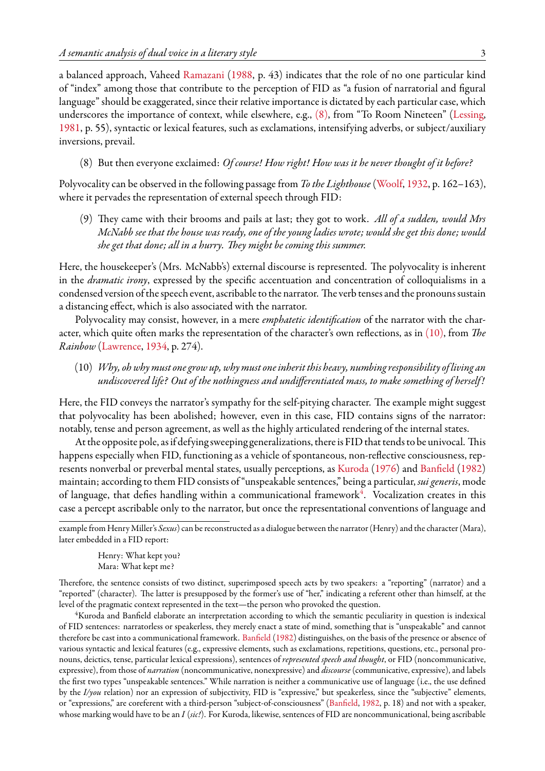a balanced approach, Vaheed Ramazani (1988, p. 43) indicates that the role of no one particular kind of "index" among those that contribute to the perception of FID as "a fusion of narratorial and figural language" should be exaggerated, since their relative importance is dictated by each particular case, which underscores the importance of context, while elsewhere, e.g., (8), from "To Room Nineteen" (Lessing, 1981, p. 55), syntactic or lexical features, such as exclamations, intensifying adverbs, or subject/auxiliary inversions, prevail.

(8) But then everyone exclaimed: *Of course! How right! How was it he never thought of it before?*

Polyvocality can be observed in the following passage from *To the Lighthouse* (Woolf, 1932, p. 162–163), where it pervades the representation of external speech through FID:

(9) They came with their brooms and pails at last; they got to work. *All of a sudden, would Mrs McNabb see that the house was ready, one of the young ladies wrote; would she get this done; would she get that done; all in a hurry. They might be coming this summer.*

Here, the housekeeper's (Mrs. McNabb's) external discourse is represented. The polyvocality is inherent in the *dramatic irony*, expressed by the specific accentuation and concentration of colloquialisms in a condensed version of the speech event, ascribable to the narrator. The verb tenses and the pronouns sustain a distancing effect, which is also associated with the narrator.

Polyvocality may consist, however, in a mere *emphatetic identification* of the narrator with the character, which quite often marks the representation of the character's own reflections, as in (10), from *The Rainbow* (Lawrence, 1934, p. 274).

(10) *Why, oh why must one grow up, why must one inherit this heavy, numbing responsibility of living an undiscovered life? Out of the nothingness and undifferentiated mass, to make something of herself!*

Here, the FID conveys the narrator's sympathy for the self-pitying character. The example might suggest that polyvocality has been abolished; however, even in this case, FID contains signs of the narrator: notably, tense and person agreement, as well as the highly articulated rendering of the internal states.

At the opposite pole, as if defying sweeping generalizations, there is FID that tends to be univocal. This happens especially when FID, functioning as a vehicle of spontaneous, non-reflective consciousness, represents nonverbal or preverbal mental states, usually perceptions, as Kuroda (1976) and Banfield (1982) maintain; according to them FID consists of "unspeakable sentences," being a particular, *sui generis*, mode of language, that defies handling within a communicational framework[4]. Vocalization creates in this case a percept ascribable only to the narrator, but once the representational conventions of language and

---

example from Henry Miller's *Sexus*) can be reconstructed as a dialogue between the narrator (Henry) and the character (Mara), later embedded in a FID report:

Henry: What kept you?
Mara: What kept me?

Therefore, the sentence consists of two distinct, superimposed speech acts by two speakers: a "reporting" (narrator) and a "reported" (character). The latter is presupposed by the former's use of "her," indicating a referent other than himself, at the level of the pragmatic context represented in the text—the person who provoked the question.

[4]Kuroda and Banfield elaborate an interpretation according to which the semantic peculiarity in question is indexical of FID sentences: narratorless or speakerless, they merely enact a state of mind, something that is "unspeakable" and cannot therefore be cast into a communicational framework. Banfield (1982) distinguishes, on the basis of the presence or absence of various syntactic and lexical features (e.g., expressive elements, such as exclamations, repetitions, questions, etc., personal pronouns, deictics, tense, particular lexical expressions), sentences of *represented speech and thought*, or FID (noncommunicative, expressive), from those of *narration* (noncommunicative, nonexpressive) and *discourse* (communicative, expressive), and labels the first two types "unspeakable sentences." While narration is neither a communicative use of language (i.e., the use defined by the *I/you* relation) nor an expression of subjectivity, FID is "expressive," but speakerless, since the "subjective" elements, or "expressions," are coreferent with a third-person "subject-of-consciousness" (Banfield, 1982, p. 18) and not with a speaker, whose marking would have to be an *I* (*sic!*). For Kuroda, likewise, sentences of FID are noncommunicational, being ascribable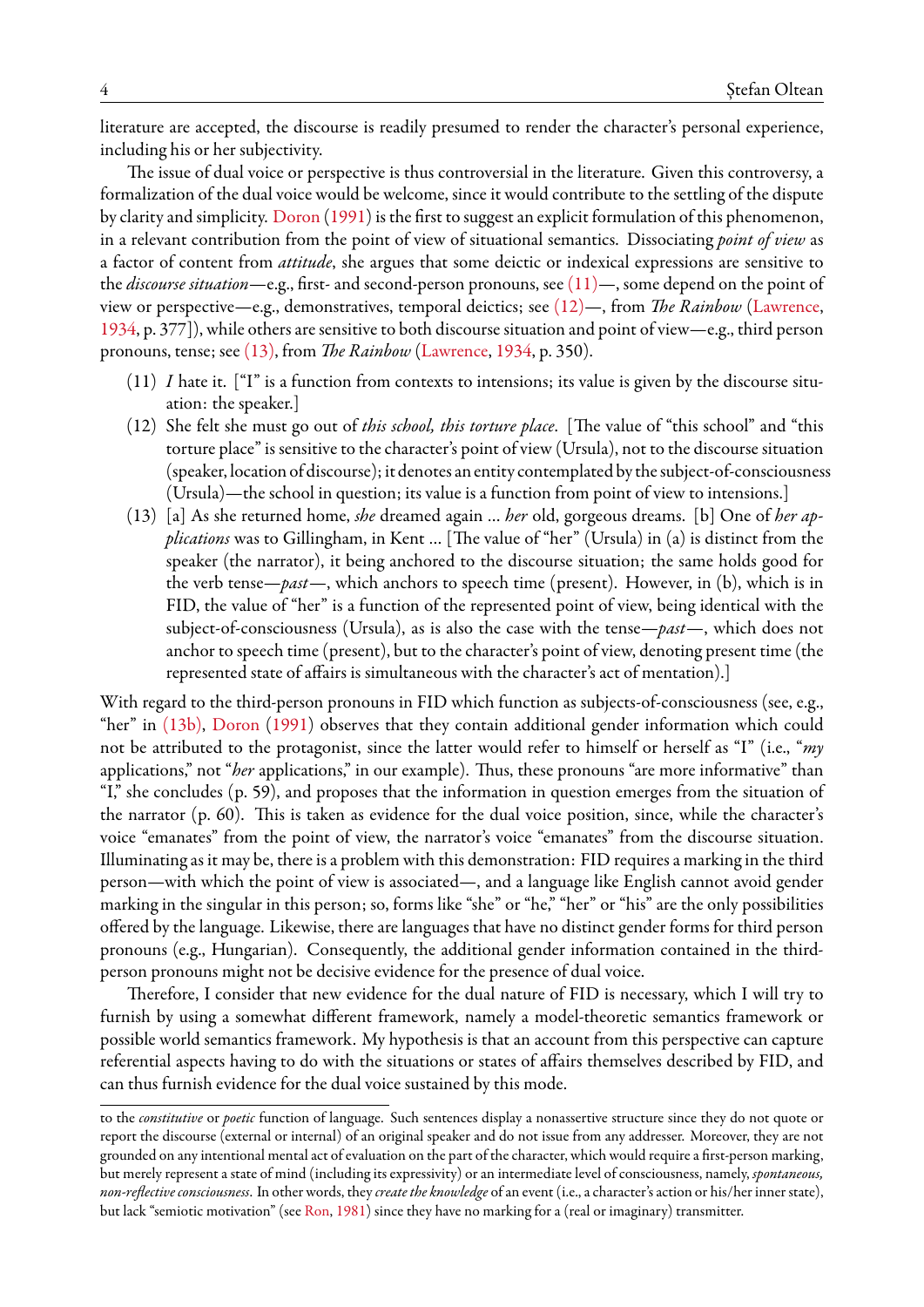literature are accepted, the discourse is readily presumed to render the character's personal experience, including his or her subjectivity.

The issue of dual voice or perspective is thus controversial in the literature. Given this controversy, a formalization of the dual voice would be welcome, since it would contribute to the settling of the dispute by clarity and simplicity. Doron (1991) is the first to suggest an explicit formulation of this phenomenon, in a relevant contribution from the point of view of situational semantics. Dissociating *point of view* as a factor of content from *attitude*, she argues that some deictic or indexical expressions are sensitive to the *discourse situation*—e.g., first- and second-person pronouns, see (11)—, some depend on the point of view or perspective—e.g., demonstratives, temporal deictics; see (12)—, from *The Rainbow* (Lawrence, 1934, p. 377]), while others are sensitive to both discourse situation and point of view—e.g., third person pronouns, tense; see (13), from *The Rainbow* (Lawrence, 1934, p. 350).

(11) *I* hate it. ["I" is a function from contexts to intensions; its value is given by the discourse situation: the speaker.]

(12) She felt she must go out of *this school, this torture place*. [The value of "this school" and "this torture place" is sensitive to the character's point of view (Ursula), not to the discourse situation (speaker, location of discourse); it denotes an entity contemplated by the subject-of-consciousness (Ursula)—the school in question; its value is a function from point of view to intensions.]

(13) [a] As she returned home, *she* dreamed again ... *her* old, gorgeous dreams. [b] One of *her applications* was to Gillingham, in Kent ... [The value of "her" (Ursula) in (a) is distinct from the speaker (the narrator), it being anchored to the discourse situation; the same holds good for the verb tense—*past*—, which anchors to speech time (present). However, in (b), which is in FID, the value of "her" is a function of the represented point of view, being identical with the subject-of-consciousness (Ursula), as is also the case with the tense—*past*—, which does not anchor to speech time (present), but to the character's point of view, denoting present time (the represented state of affairs is simultaneous with the character's act of mentation).]

With regard to the third-person pronouns in FID which function as subjects-of-consciousness (see, e.g., "her" in (13b), Doron (1991) observes that they contain additional gender information which could not be attributed to the protagonist, since the latter would refer to himself or herself as "I" (i.e., "*my* applications," not "*her* applications," in our example). Thus, these pronouns "are more informative" than "I," she concludes (p. 59), and proposes that the information in question emerges from the situation of the narrator (p. 60). This is taken as evidence for the dual voice position, since, while the character's voice "emanates" from the point of view, the narrator's voice "emanates" from the discourse situation. Illuminating as it may be, there is a problem with this demonstration: FID requires a marking in the third person—with which the point of view is associated—, and a language like English cannot avoid gender marking in the singular in this person; so, forms like "she" or "he," "her" or "his" are the only possibilities offered by the language. Likewise, there are languages that have no distinct gender forms for third person pronouns (e.g., Hungarian). Consequently, the additional gender information contained in the third-person pronouns might not be decisive evidence for the presence of dual voice.

Therefore, I consider that new evidence for the dual nature of FID is necessary, which I will try to furnish by using a somewhat different framework, namely a model-theoretic semantics framework or possible world semantics framework. My hypothesis is that an account from this perspective can capture referential aspects having to do with the situations or states of affairs themselves described by FID, and can thus furnish evidence for the dual voice sustained by this mode.

---

to the *constitutive* or *poetic* function of language. Such sentences display a nonassertive structure since they do not quote or report the discourse (external or internal) of an original speaker and do not issue from any addresser. Moreover, they are not grounded on any intentional mental act of evaluation on the part of the character, which would require a first-person marking, but merely represent a state of mind (including its expressivity) or an intermediate level of consciousness, namely, *spontaneous, non-reflective consciousness*. In other words, they *create the knowledge* of an event (i.e., a character's action or his/her inner state), but lack "semiotic motivation" (see Ron, 1981) since they have no marking for a (real or imaginary) transmitter.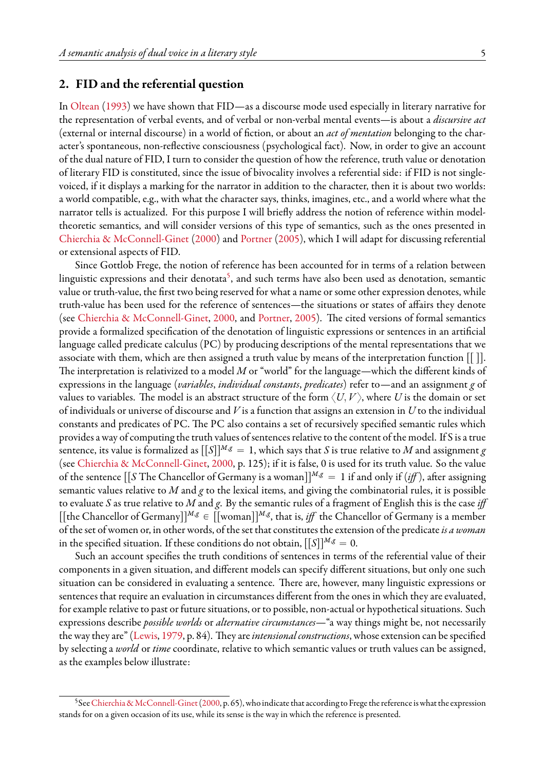## 2. FID and the referential question

In Oltean (1993) we have shown that FID—as a discourse mode used especially in literary narrative for the representation of verbal events, and of verbal or non-verbal mental events—is about a *discursive act* (external or internal discourse) in a world of fiction, or about an *act of mentation* belonging to the character's spontaneous, non-reflective consciousness (psychological fact). Now, in order to give an account of the dual nature of FID, I turn to consider the question of how the reference, truth value or denotation of literary FID is constituted, since the issue of bivocality involves a referential side: if FID is not single-voiced, if it displays a marking for the narrator in addition to the character, then it is about two worlds: a world compatible, e.g., with what the character says, thinks, imagines, etc., and a world where what the narrator tells is actualized. For this purpose I will briefly address the notion of reference within model-theoretic semantics, and will consider versions of this type of semantics, such as the ones presented in Chierchia & McConnell-Ginet (2000) and Portner (2005), which I will adapt for discussing referential or extensional aspects of FID.

Since Gottlob Frege, the notion of reference has been accounted for in terms of a relation between linguistic expressions and their denotata[5], and such terms have also been used as denotation, semantic value or truth-value, the first two being reserved for what a name or some other expression denotes, while truth-value has been used for the reference of sentences—the situations or states of affairs they denote (see Chierchia & McConnell-Ginet, 2000, and Portner, 2005). The cited versions of formal semantics provide a formalized specification of the denotation of linguistic expressions or sentences in an artificial language called predicate calculus (PC) by producing descriptions of the mental representations that we associate with them, which are then assigned a truth value by means of the interpretation function $[[\ ]]$. The interpretation is relativized to a model $M$ or "world" for the language—which the different kinds of expressions in the language (*variables*, *individual constants*, *predicates*) refer to—and an assignment $g$ of values to variables. The model is an abstract structure of the form $\langle U, V \rangle$, where $U$ is the domain or set of individuals or universe of discourse and $V$ is a function that assigns an extension in $U$ to the individual constants and predicates of PC. The PC also contains a set of recursively specified semantic rules which provides a way of computing the truth values of sentences relative to the content of the model. If S is a true sentence, its value is formalized as $[[S]]^{M,g} = 1$, which says that $S$ is true relative to $M$ and assignment $g$ (see Chierchia & McConnell-Ginet, 2000, p. 125); if it is false, 0 is used for its truth value. So the value of the sentence $[[S \text{ The Chancellor of Germany is a woman}]]^{M,g} = 1$ if and only if (*iff*), after assigning semantic values relative to $M$ and $g$ to the lexical items, and giving the combinatorial rules, it is possible to evaluate $S$ as true relative to $M$ and $g$. By the semantic rules of a fragment of English this is the case *iff* $[[\text{the Chancellor of Germany}]]^{M,g} \in [[\text{woman}]]^{M,g}$, that is, *iff* the Chancellor of Germany is a member of the set of women or, in other words, of the set that constitutes the extension of the predicate *is a woman* in the specified situation. If these conditions do not obtain, $[[S]]^{M,g} = 0$.

Such an account specifies the truth conditions of sentences in terms of the referential value of their components in a given situation, and different models can specify different situations, but only one such situation can be considered in evaluating a sentence. There are, however, many linguistic expressions or sentences that require an evaluation in circumstances different from the ones in which they are evaluated, for example relative to past or future situations, or to possible, non-actual or hypothetical situations. Such expressions describe *possible worlds* or *alternative circumstances*—"a way things might be, not necessarily the way they are" (Lewis, 1979, p. 84). They are *intensional constructions*, whose extension can be specified by selecting a *world* or *time* coordinate, relative to which semantic values or truth values can be assigned, as the examples below illustrate:

[5] See Chierchia & McConnell-Ginet (2000, p. 65), who indicate that according to Frege the reference is what the expression stands for on a given occasion of its use, while its sense is the way in which the reference is presented.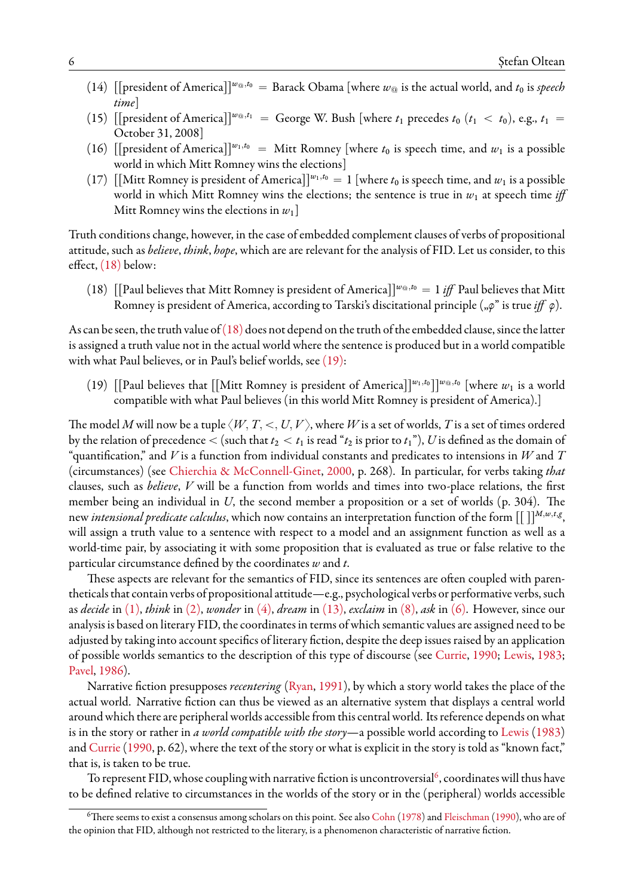(14) $[[\text{president of America}]]^{w_@,t_0}$ = Barack Obama [where $w_@$ is the actual world, and $t_0$ is *speech time*]

(15) $[[\text{president of America}]]^{w_@,t_1}$ = George W. Bush [where $t_1$ precedes $t_0$ ($t_1 < t_0$), e.g., $t_1$ = October 31, 2008]

(16) $[[\text{president of America}]]^{w_1,t_0}$ = Mitt Romney [where $t_0$ is speech time, and $w_1$ is a possible world in which Mitt Romney wins the elections]

(17) $[[\text{Mitt Romney is president of America}]]^{w_1,t_0} = 1$ [where $t_0$ is speech time, and $w_1$ is a possible world in which Mitt Romney wins the elections; the sentence is true in $w_1$ at speech time *iff* Mitt Romney wins the elections in $w_1$]

Truth conditions change, however, in the case of embedded complement clauses of verbs of propositional attitude, such as *believe*, *think*, *hope*, which are are relevant for the analysis of FID. Let us consider, to this effect, (18) below:

(18) $[[\text{Paul believes that Mitt Romney is president of America}]]^{w_@,t_0} = 1$ *iff* Paul believes that Mitt Romney is president of America, according to Tarski's discitational principle („$\varphi$" is true *iff* $\varphi$).

As can be seen, the truth value of (18) does not depend on the truth of the embedded clause, since the latter is assigned a truth value not in the actual world where the sentence is produced but in a world compatible with what Paul believes, or in Paul's belief worlds, see (19):

(19) $[[\text{Paul believes that } [[\text{Mitt Romney is president of America}]]^{w_1,t_0}]]^{w_@,t_0}$ [where $w_1$ is a world compatible with what Paul believes (in this world Mitt Romney is president of America).]

The model $M$ will now be a tuple $\langle W, T, <, U, V\rangle$, where $W$ is a set of worlds, $T$ is a set of times ordered by the relation of precedence $<$ (such that $t_2 < t_1$ is read "$t_2$ is prior to $t_1$"), $U$ is defined as the domain of "quantification," and $V$ is a function from individual constants and predicates to intensions in $W$ and $T$ (circumstances) (see Chierchia & McConnell-Ginet, 2000, p. 268). In particular, for verbs taking *that* clauses, such as *believe*, $V$ will be a function from worlds and times into two-place relations, the first member being an individual in $U$, the second member a proposition or a set of worlds (p. 304). The new *intensional predicate calculus*, which now contains an interpretation function of the form $[[\ ]]^{M,w,t,g}$, will assign a truth value to a sentence with respect to a model and an assignment function as well as a world-time pair, by associating it with some proposition that is evaluated as true or false relative to the particular circumstance defined by the coordinates $w$ and $t$.

These aspects are relevant for the semantics of FID, since its sentences are often coupled with parentheticals that contain verbs of propositional attitude—e.g., psychological verbs or performative verbs, such as *decide* in (1), *think* in (2), *wonder* in (4), *dream* in (13), *exclaim* in (8), *ask* in (6). However, since our analysis is based on literary FID, the coordinates in terms of which semantic values are assigned need to be adjusted by taking into account specifics of literary fiction, despite the deep issues raised by an application of possible worlds semantics to the description of this type of discourse (see Currie, 1990; Lewis, 1983; Pavel, 1986).

Narrative fiction presupposes *recentering* (Ryan, 1991), by which a story world takes the place of the actual world. Narrative fiction can thus be viewed as an alternative system that displays a central world around which there are peripheral worlds accessible from this central world. Its reference depends on what is in the story or rather in *a world compatible with the story*—a possible world according to Lewis (1983) and Currie (1990, p. 62), where the text of the story or what is explicit in the story is told as "known fact," that is, is taken to be true.

To represent FID, whose coupling with narrative fiction is uncontroversial[6], coordinates will thus have to be defined relative to circumstances in the worlds of the story or in the (peripheral) worlds accessible

[6] There seems to exist a consensus among scholars on this point. See also Cohn (1978) and Fleischman (1990), who are of the opinion that FID, although not restricted to the literary, is a phenomenon characteristic of narrative fiction.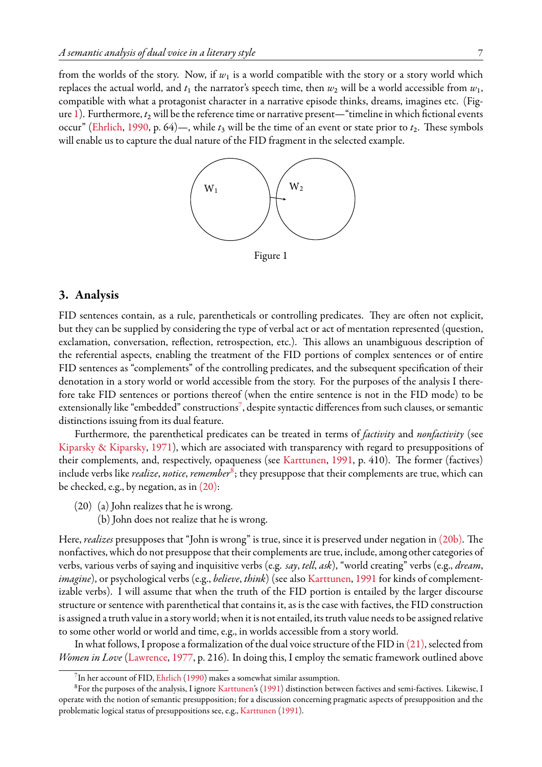from the worlds of the story. Now, if $w_1$ is a world compatible with the story or a story world which replaces the actual world, and $t_1$ the narrator's speech time, then $w_2$ will be a world accessible from $w_1$, compatible with what a protagonist character in a narrative episode thinks, dreams, imagines etc. (Figure 1). Furthermore, $t_2$ will be the reference time or narrative present—"timeline in which fictional events occur" (Ehrlich, 1990, p. 64)—, while $t_3$ will be the time of an event or state prior to $t_2$. These symbols will enable us to capture the dual nature of the FID fragment in the selected example.

Figure 1

## 3. Analysis

FID sentences contain, as a rule, parentheticals or controlling predicates. They are often not explicit, but they can be supplied by considering the type of verbal act or act of mentation represented (question, exclamation, conversation, reflection, retrospection, etc.). This allows an unambiguous description of the referential aspects, enabling the treatment of the FID portions of complex sentences or of entire FID sentences as "complements" of the controlling predicates, and the subsequent specification of their denotation in a story world or world accessible from the story. For the purposes of the analysis I therefore take FID sentences or portions thereof (when the entire sentence is not in the FID mode) to be extensionally like "embedded" constructions[7], despite syntactic differences from such clauses, or semantic distinctions issuing from its dual feature.

Furthermore, the parenthetical predicates can be treated in terms of *factivity* and *nonfactivity* (see Kiparsky & Kiparsky, 1971), which are associated with transparency with regard to presuppositions of their complements, and, respectively, opaqueness (see Karttunen, 1991, p. 410). The former (factives) include verbs like *realize*, *notice*, *remember*[8]; they presuppose that their complements are true, which can be checked, e.g., by negation, as in (20):

(20) (a) John realizes that he is wrong.
(b) John does not realize that he is wrong.

Here, *realizes* presupposes that "John is wrong" is true, since it is preserved under negation in (20b). The nonfactives, which do not presuppose that their complements are true, include, among other categories of verbs, various verbs of saying and inquisitive verbs (e.g. *say*, *tell*, *ask*), "world creating" verbs (e.g., *dream*, *imagine*), or psychological verbs (e.g., *believe*, *think*) (see also Karttunen, 1991 for kinds of complementizable verbs). I will assume that when the truth of the FID portion is entailed by the larger discourse structure or sentence with parenthetical that contains it, as is the case with factives, the FID construction is assigned a truth value in a story world; when it is not entailed, its truth value needs to be assigned relative to some other world or world and time, e.g., in worlds accessible from a story world.

In what follows, I propose a formalization of the dual voice structure of the FID in (21), selected from *Women in Love* (Lawrence, 1977, p. 216). In doing this, I employ the sematic framework outlined above

[7] In her account of FID, Ehrlich (1990) makes a somewhat similar assumption.

[8] For the purposes of the analysis, I ignore Karttunen's (1991) distinction between factives and semi-factives. Likewise, I operate with the notion of semantic presupposition; for a discussion concerning pragmatic aspects of presupposition and the problematic logical status of presuppositions see, e.g., Karttunen (1991).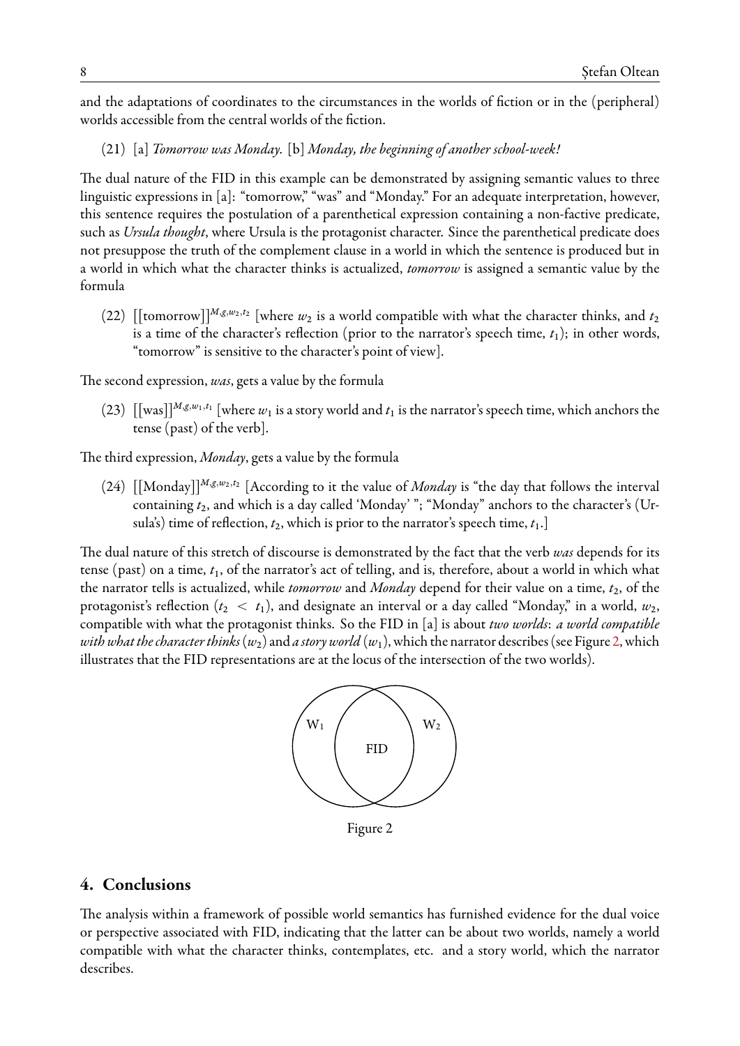and the adaptations of coordinates to the circumstances in the worlds of fiction or in the (peripheral) worlds accessible from the central worlds of the fiction.

(21) [a] *Tomorrow was Monday.* [b] *Monday, the beginning of another school-week!*

The dual nature of the FID in this example can be demonstrated by assigning semantic values to three linguistic expressions in [a]: "tomorrow," "was" and "Monday." For an adequate interpretation, however, this sentence requires the postulation of a parenthetical expression containing a non-factive predicate, such as *Ursula thought*, where Ursula is the protagonist character. Since the parenthetical predicate does not presuppose the truth of the complement clause in a world in which the sentence is produced but in a world in which what the character thinks is actualized, *tomorrow* is assigned a semantic value by the formula

(22) $[[\text{tomorrow}]]^{M,g,w_2,t_2}$ [where $w_2$ is a world compatible with what the character thinks, and $t_2$ is a time of the character's reflection (prior to the narrator's speech time, $t_1$); in other words, "tomorrow" is sensitive to the character's point of view].

The second expression, *was*, gets a value by the formula

(23) $[[\text{was}]]^{M,g,w_1,t_1}$ [where $w_1$ is a story world and $t_1$ is the narrator's speech time, which anchors the tense (past) of the verb].

The third expression, *Monday*, gets a value by the formula

(24) $[[\text{Monday}]]^{M,g,w_2,t_2}$ [According to it the value of *Monday* is "the day that follows the interval containing $t_2$, and which is a day called 'Monday' "; "Monday" anchors to the character's (Ursula's) time of reflection, $t_2$, which is prior to the narrator's speech time, $t_1$.]

The dual nature of this stretch of discourse is demonstrated by the fact that the verb *was* depends for its tense (past) on a time, $t_1$, of the narrator's act of telling, and is, therefore, about a world in which what the narrator tells is actualized, while *tomorrow* and *Monday* depend for their value on a time, $t_2$, of the protagonist's reflection ($t_2 < t_1$), and designate an interval or a day called "Monday," in a world, $w_2$, compatible with what the protagonist thinks. So the FID in [a] is about *two worlds*: *a world compatible with what the character thinks* ($w_2$) and *a story world* ($w_1$), which the narrator describes (see Figure 2, which illustrates that the FID representations are at the locus of the intersection of the two worlds).

Figure 2

## 4. Conclusions

The analysis within a framework of possible world semantics has furnished evidence for the dual voice or perspective associated with FID, indicating that the latter can be about two worlds, namely a world compatible with what the character thinks, contemplates, etc. and a story world, which the narrator describes.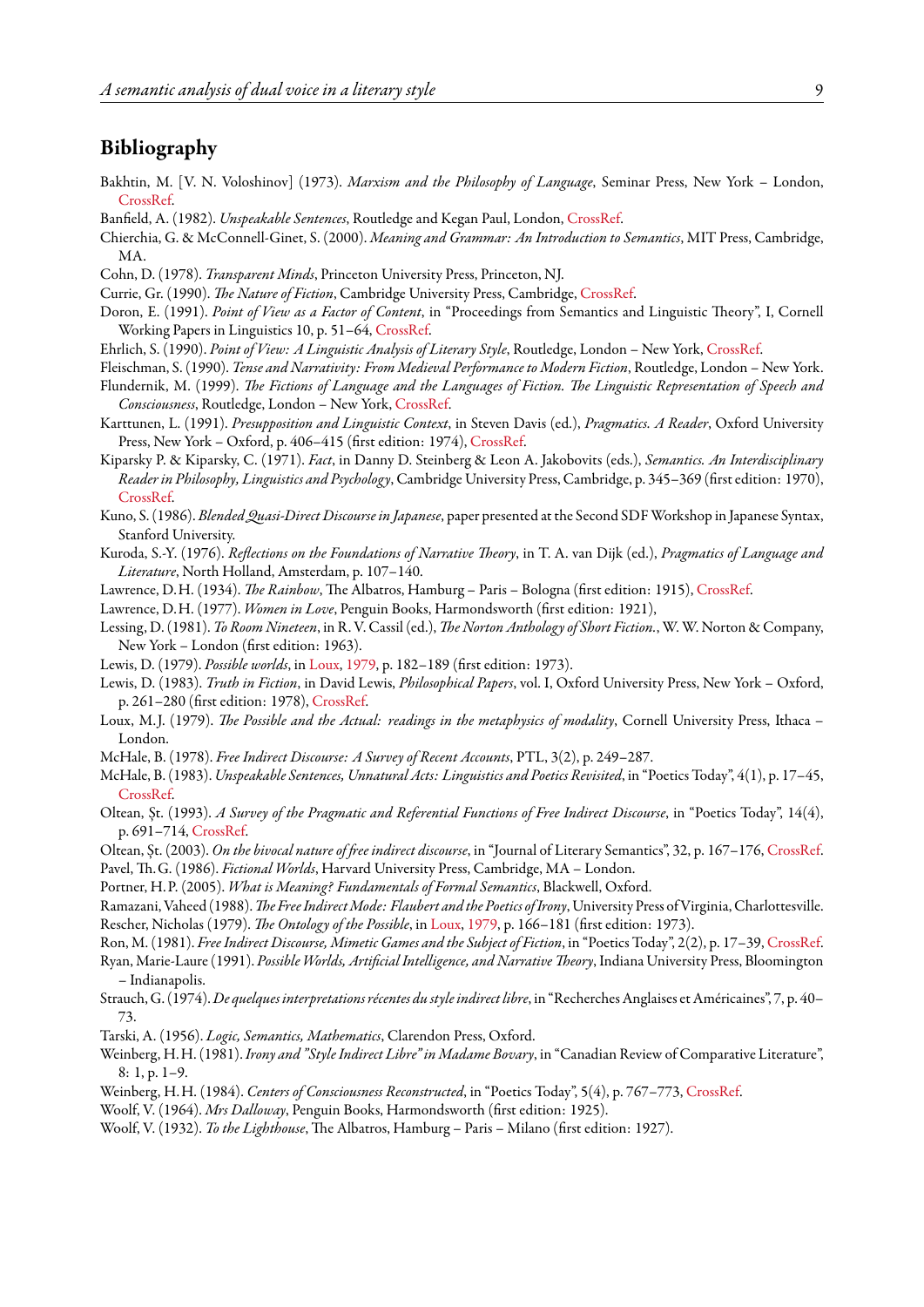## Bibliography

Bakhtin, M. [V. N. Voloshinov] (1973). *Marxism and the Philosophy of Language*, Seminar Press, New York – London, CrossRef.

Banfield, A. (1982). *Unspeakable Sentences*, Routledge and Kegan Paul, London, CrossRef.

Chierchia, G. & McConnell-Ginet, S. (2000). *Meaning and Grammar: An Introduction to Semantics*, MIT Press, Cambridge, MA.

Cohn, D. (1978). *Transparent Minds*, Princeton University Press, Princeton, NJ.

Currie, Gr. (1990). *The Nature of Fiction*, Cambridge University Press, Cambridge, CrossRef.

Doron, E. (1991). *Point of View as a Factor of Content*, in "Proceedings from Semantics and Linguistic Theory", I, Cornell Working Papers in Linguistics 10, p. 51–64, CrossRef.

Ehrlich, S. (1990). *Point of View: A Linguistic Analysis of Literary Style*, Routledge, London – New York, CrossRef.

Fleischman, S. (1990). *Tense and Narrativity: From Medieval Performance to Modern Fiction*, Routledge, London – New York.

Fludernik, M. (1999). *The Fictions of Language and the Languages of Fiction. The Linguistic Representation of Speech and Consciousness*, Routledge, London – New York, CrossRef.

Karttunen, L. (1991). *Presupposition and Linguistic Context*, in Steven Davis (ed.), *Pragmatics. A Reader*, Oxford University Press, New York – Oxford, p. 406–415 (first edition: 1974), CrossRef.

Kiparsky P. & Kiparsky, C. (1971). *Fact*, in Danny D. Steinberg & Leon A. Jakobovits (eds.), *Semantics. An Interdisciplinary Reader in Philosophy, Linguistics and Psychology*, Cambridge University Press, Cambridge, p. 345–369 (first edition: 1970), CrossRef.

Kuno, S. (1986). *Blended Quasi-Direct Discourse in Japanese*, paper presented at the Second SDF Workshop in Japanese Syntax, Stanford University.

Kuroda, S.-Y. (1976). *Reflections on the Foundations of Narrative Theory*, in T. A. van Dijk (ed.), *Pragmatics of Language and Literature*, North Holland, Amsterdam, p. 107–140.

Lawrence, D. H. (1934). *The Rainbow*, The Albatros, Hamburg – Paris – Bologna (first edition: 1915), CrossRef.

Lawrence, D. H. (1977). *Women in Love*, Penguin Books, Harmondsworth (first edition: 1921),

Lessing, D. (1981). *To Room Nineteen*, in R. V. Cassil (ed.), *The Norton Anthology of Short Fiction.*, W. W. Norton & Company, New York – London (first edition: 1963).

Lewis, D. (1979). *Possible worlds*, in Loux, 1979, p. 182–189 (first edition: 1973).

Lewis, D. (1983). *Truth in Fiction*, in David Lewis, *Philosophical Papers*, vol. I, Oxford University Press, New York – Oxford, p. 261–280 (first edition: 1978), CrossRef.

Loux, M. J. (1979). *The Possible and the Actual: readings in the metaphysics of modality*, Cornell University Press, Ithaca – London.

McHale, B. (1978). *Free Indirect Discourse: A Survey of Recent Accounts*, PTL, 3(2), p. 249–287.

McHale, B. (1983). *Unspeakable Sentences, Unnatural Acts: Linguistics and Poetics Revisited*, in "Poetics Today", 4(1), p. 17–45, CrossRef.

Oltean, Șt. (1993). *A Survey of the Pragmatic and Referential Functions of Free Indirect Discourse*, in "Poetics Today", 14(4), p. 691–714, CrossRef.

Oltean, Şt. (2003). *On the bivocal nature of free indirect discourse*, in "Journal of Literary Semantics", 32, p. 167–176, CrossRef.

Pavel, Th. G. (1986). *Fictional Worlds*, Harvard University Press, Cambridge, MA – London.

Portner, H. P. (2005). *What is Meaning? Fundamentals of Formal Semantics*, Blackwell, Oxford.

Ramazani, Vaheed (1988). *The Free Indirect Mode: Flaubert and the Poetics of Irony*, University Press of Virginia, Charlottesville.

Rescher, Nicholas (1979). *The Ontology of the Possible*, in Loux, 1979, p. 166–181 (first edition: 1973).

Ron, M. (1981). *Free Indirect Discourse, Mimetic Games and the Subject of Fiction*, in "Poetics Today", 2(2), p. 17–39, CrossRef.

Ryan, Marie-Laure (1991). *Possible Worlds, Artificial Intelligence, and Narrative Theory*, Indiana University Press, Bloomington – Indianapolis.

Strauch, G. (1974). *De quelques interpretations récentes du style indirect libre*, in "Recherches Anglaises et Américaines", 7, p. 40–73.

Tarski, A. (1956). *Logic, Semantics, Mathematics*, Clarendon Press, Oxford.

Weinberg, H. H. (1981). *Irony and "Style Indirect Libre" in Madame Bovary*, in "Canadian Review of Comparative Literature", 8: 1, p. 1–9.

Weinberg, H. H. (1984). *Centers of Consciousness Reconstructed*, in "Poetics Today", 5(4), p. 767–773, CrossRef.

Woolf, V. (1964). *Mrs Dalloway*, Penguin Books, Harmondsworth (first edition: 1925).

Woolf, V. (1932). *To the Lighthouse*, The Albatros, Hamburg – Paris – Milano (first edition: 1927).